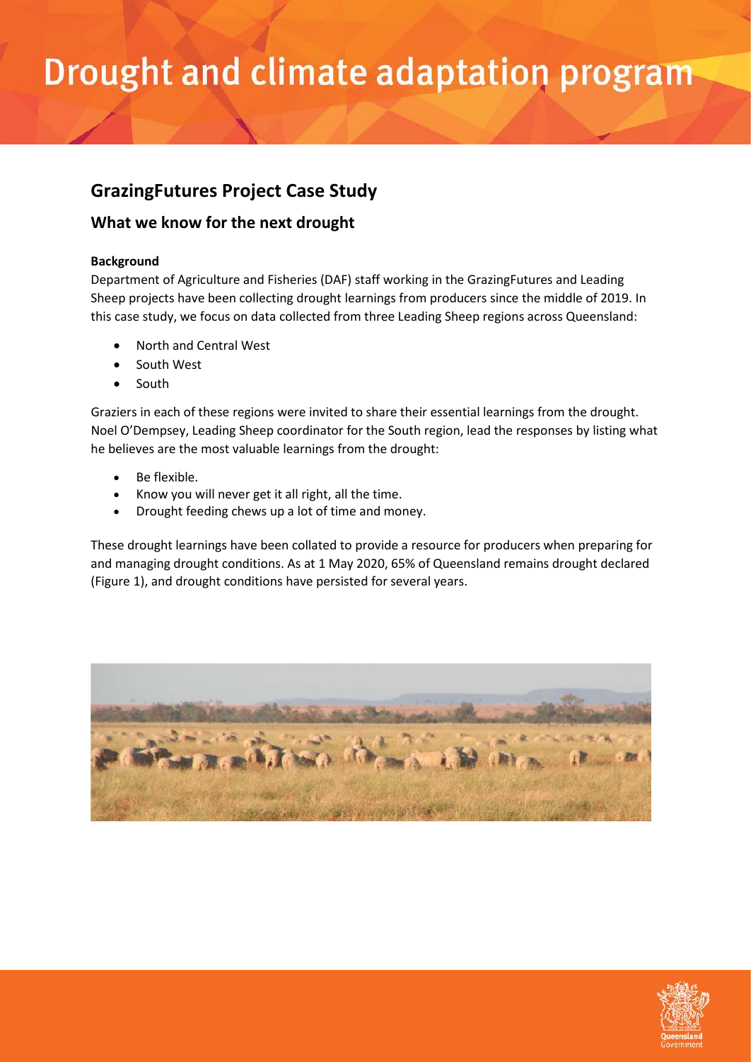# Drought and climate adaptation program

## GrazingFutures Project Case Study

### What we know for the next drought

**Background**

Department of Agriculture and Fisheries (DAF) staff working in the GrazingFutures and Leading Sheep projects have been collecting drought learnings from producers since the middle of 2019. In this case study, we focus on data collected from three Leading Sheep regions across Queensland:

- North and Central West
- South West
- South

Graziers in each of these regions were invited to share their essential learnings from the drought. Noel O'Dempsey, Leading Sheep coordinator for the South region, lead the responses by listing what he believes are the most valuable learnings from the drought:

- Be flexible.
- Know you will never get it all right, all the time.
- Drought feeding chews up a lot of time and money.

These drought learnings have been collated to provide a resource for producers when preparing for and managing drought conditions. As at 1 May 2020, 65% of Queensland remains drought declared (Figure 1), and drought conditions have persisted for several years.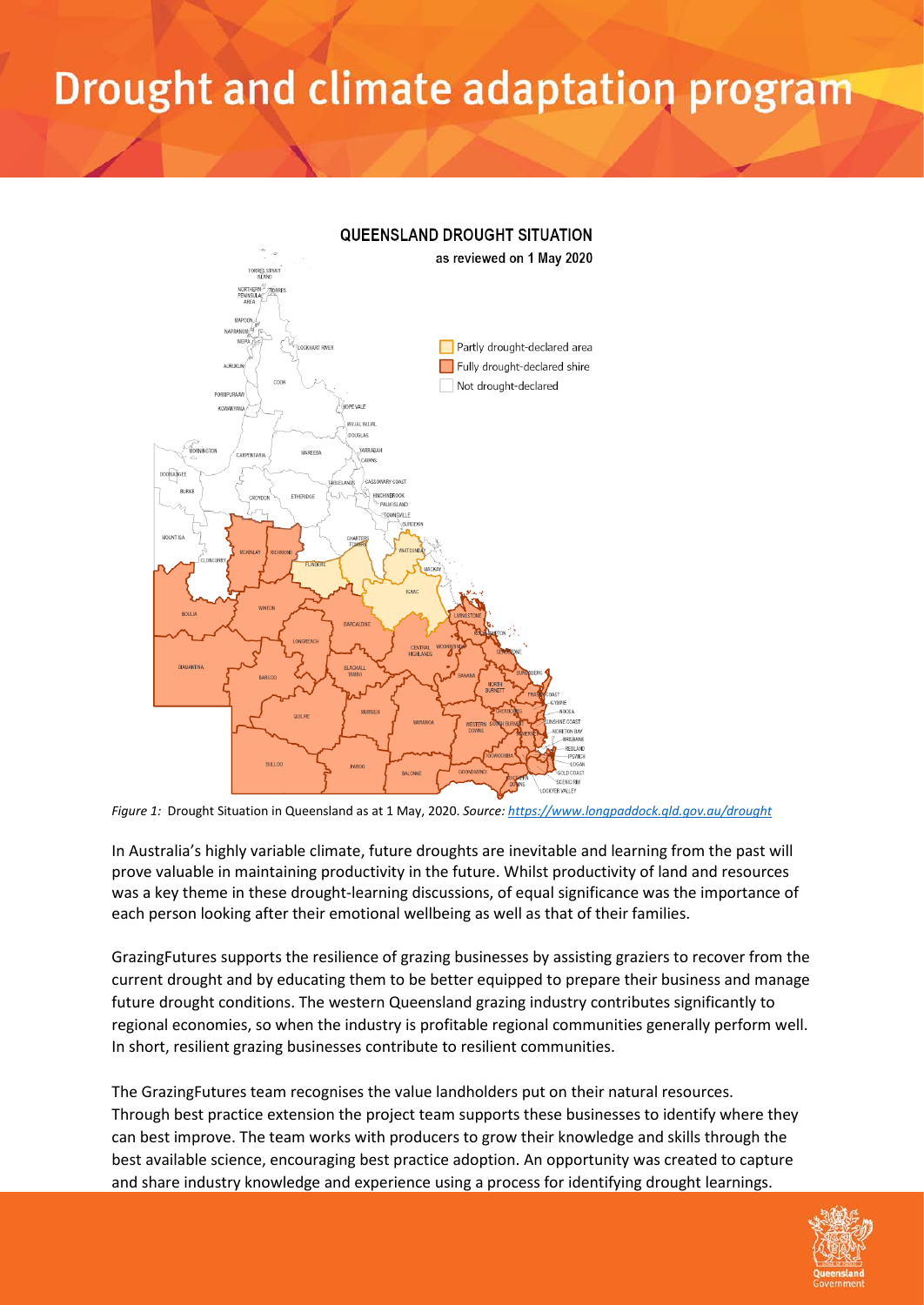# Drought and climate adaptation program

QUEENSLAND DROUGHT SITUATION

as reviewed on 1 May 2020

Partly drought-declared area

Fully drought-declared shire

Not drought-declared

*Figure 1:* Drought Situation in Queensland as at 1 May, 2020. *Source: https://www.longpaddock.qld.gov.au/drought*

In Australia's highly variable climate, future droughts are inevitable and learning from the past will prove valuable in maintaining productivity in the future. Whilst productivity of land and resources was a key theme in these drought-learning discussions, of equal significance was the importance of each person looking after their emotional wellbeing as well as that of their families.

GrazingFutures supports the resilience of grazing businesses by assisting graziers to recover from the current drought and by educating them to be better equipped to prepare their business and manage future drought conditions. The western Queensland grazing industry contributes significantly to regional economies, so when the industry is profitable regional communities generally perform well. In short, resilient grazing businesses contribute to resilient communities.

The GrazingFutures team recognises the value landholders put on their natural resources. Through best practice extension the project team supports these businesses to identify where they can best improve. The team works with producers to grow their knowledge and skills through the best available science, encouraging best practice adoption. An opportunity was created to capture and share industry knowledge and experience using a process for identifying drought learnings.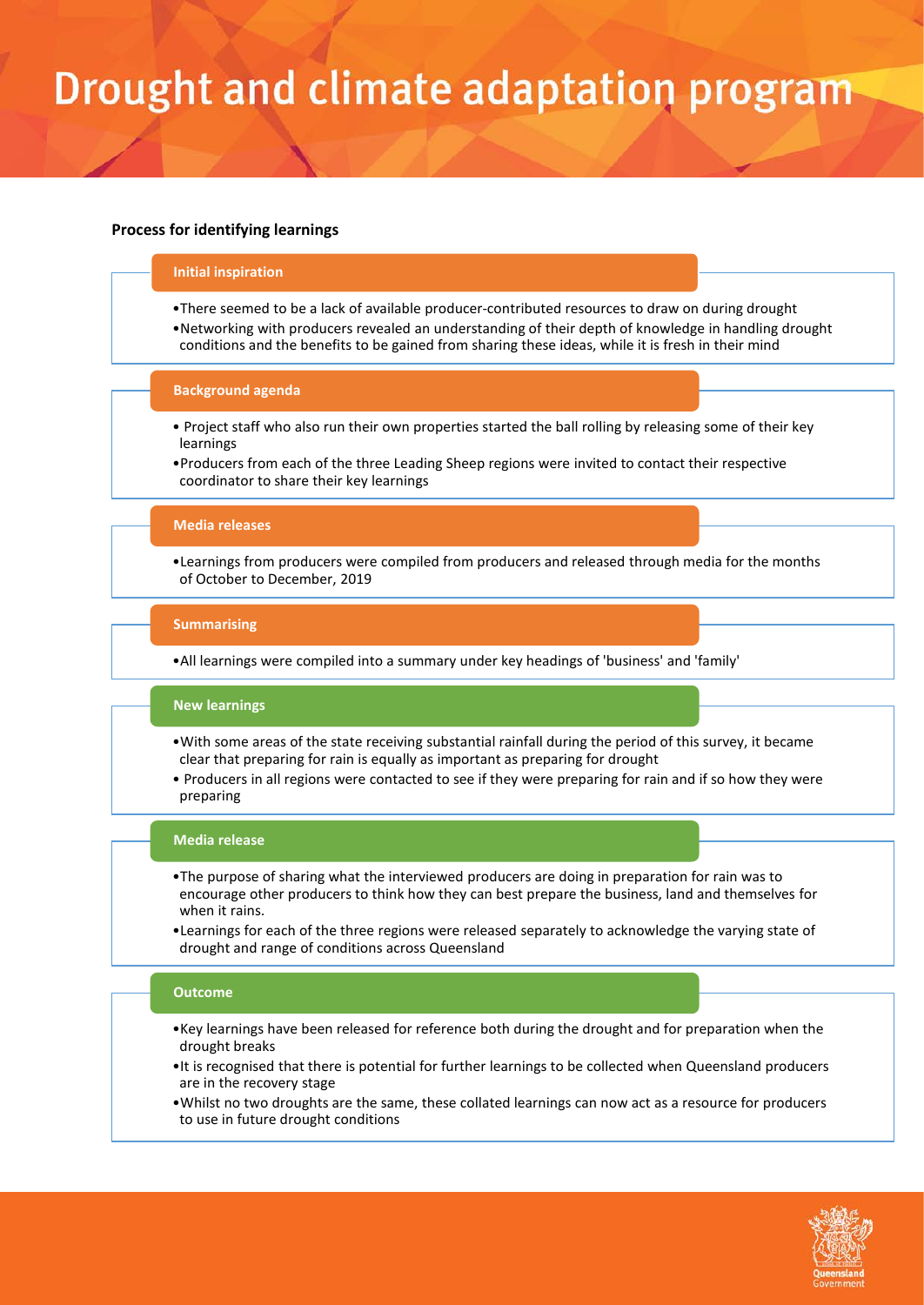# Drought and climate adaptation program

## Process for identifying learnings

### Initial inspiration

- There seemed to be a lack of available producer-contributed resources to draw on during drought
- Networking with producers revealed an understanding of their depth of knowledge in handling drought conditions and the benefits to be gained from sharing these ideas, while it is fresh in their mind

### Background agenda

- Project staff who also run their own properties started the ball rolling by releasing some of their key learnings
- Producers from each of the three Leading Sheep regions were invited to contact their respective coordinator to share their key learnings

### Media releases

- Learnings from producers were compiled from producers and released through media for the months of October to December, 2019

### Summarising

- All learnings were compiled into a summary under key headings of 'business' and 'family'

### New learnings

- With some areas of the state receiving substantial rainfall during the period of this survey, it became clear that preparing for rain is equally as important as preparing for drought
- Producers in all regions were contacted to see if they were preparing for rain and if so how they were preparing

### Media release

- The purpose of sharing what the interviewed producers are doing in preparation for rain was to encourage other producers to think how they can best prepare the business, land and themselves for when it rains.
- Learnings for each of the three regions were released separately to acknowledge the varying state of drought and range of conditions across Queensland

### Outcome

- Key learnings have been released for reference both during the drought and for preparation when the drought breaks
- It is recognised that there is potential for further learnings to be collected when Queensland producers are in the recovery stage
- Whilst no two droughts are the same, these collated learnings can now act as a resource for producers to use in future drought conditions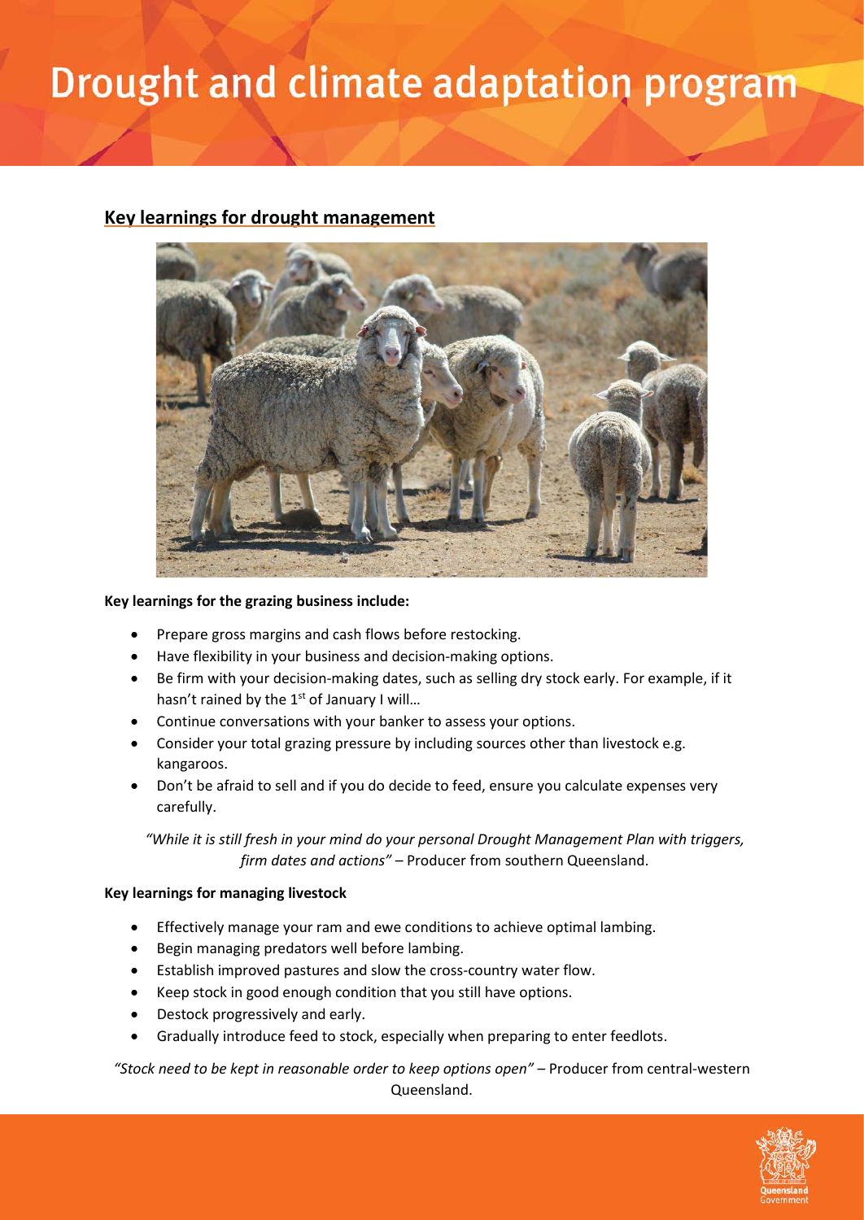# Drought and climate adaptation program

## Key learnings for drought management

**Key learnings for the grazing business include:**

- Prepare gross margins and cash flows before restocking.
- Have flexibility in your business and decision-making options.
- Be firm with your decision-making dates, such as selling dry stock early. For example, if it hasn't rained by the 1st of January I will…
- Continue conversations with your banker to assess your options.
- Consider your total grazing pressure by including sources other than livestock e.g. kangaroos.
- Don't be afraid to sell and if you do decide to feed, ensure you calculate expenses very carefully.

*"While it is still fresh in your mind do your personal Drought Management Plan with triggers, firm dates and actions"* – Producer from southern Queensland.

**Key learnings for managing livestock**

- Effectively manage your ram and ewe conditions to achieve optimal lambing.
- Begin managing predators well before lambing.
- Establish improved pastures and slow the cross-country water flow.
- Keep stock in good enough condition that you still have options.
- Destock progressively and early.
- Gradually introduce feed to stock, especially when preparing to enter feedlots.

*"Stock need to be kept in reasonable order to keep options open"* – Producer from central-western Queensland.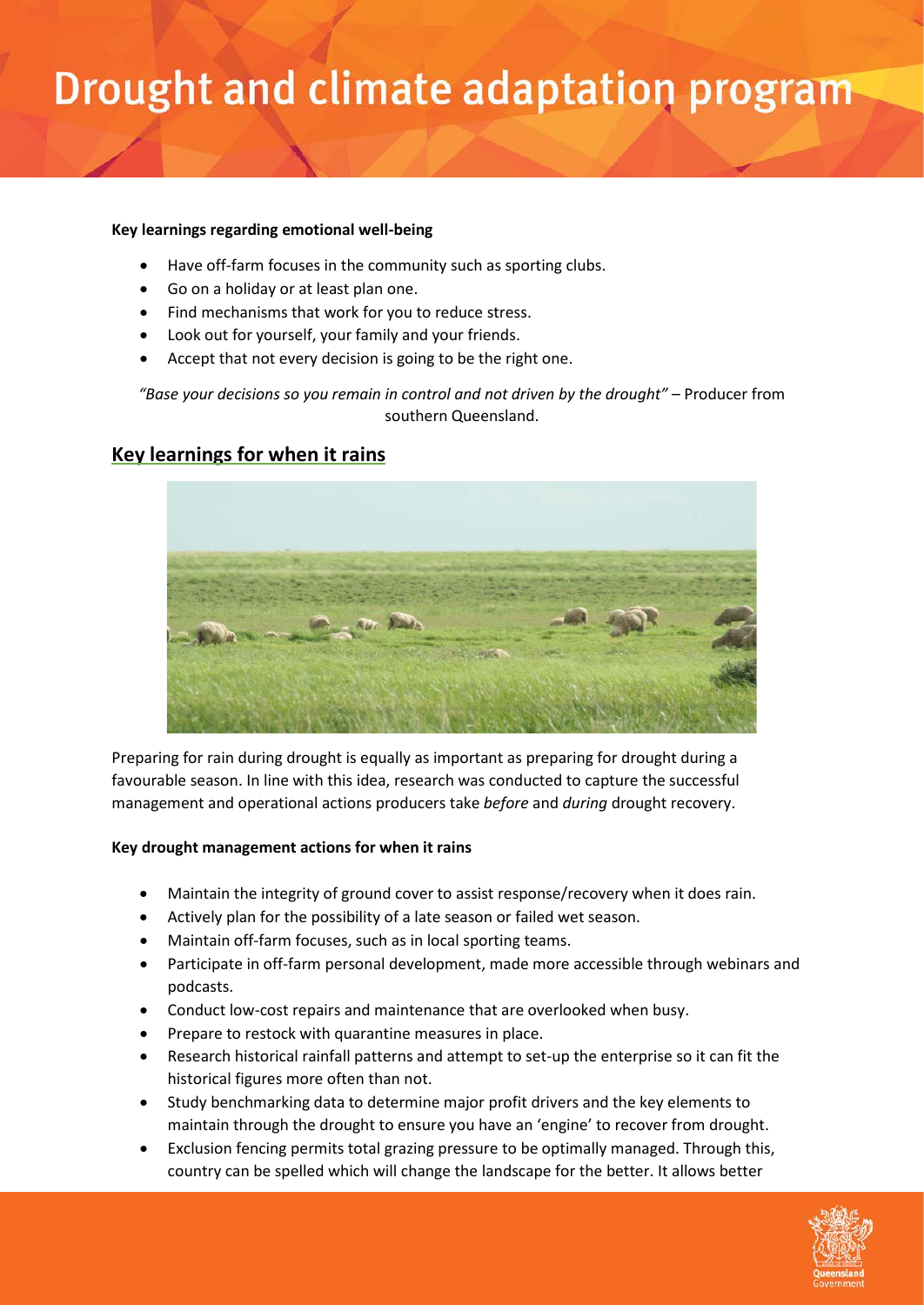**Key learnings regarding emotional well-being**

- Have off-farm focuses in the community such as sporting clubs.
- Go on a holiday or at least plan one.
- Find mechanisms that work for you to reduce stress.
- Look out for yourself, your family and your friends.
- Accept that not every decision is going to be the right one.

*"Base your decisions so you remain in control and not driven by the drought"* – Producer from southern Queensland.

## Key learnings for when it rains

Preparing for rain during drought is equally as important as preparing for drought during a favourable season. In line with this idea, research was conducted to capture the successful management and operational actions producers take *before* and *during* drought recovery.

**Key drought management actions for when it rains**

- Maintain the integrity of ground cover to assist response/recovery when it does rain.
- Actively plan for the possibility of a late season or failed wet season.
- Maintain off-farm focuses, such as in local sporting teams.
- Participate in off-farm personal development, made more accessible through webinars and podcasts.
- Conduct low-cost repairs and maintenance that are overlooked when busy.
- Prepare to restock with quarantine measures in place.
- Research historical rainfall patterns and attempt to set-up the enterprise so it can fit the historical figures more often than not.
- Study benchmarking data to determine major profit drivers and the key elements to maintain through the drought to ensure you have an 'engine' to recover from drought.
- Exclusion fencing permits total grazing pressure to be optimally managed. Through this, country can be spelled which will change the landscape for the better. It allows better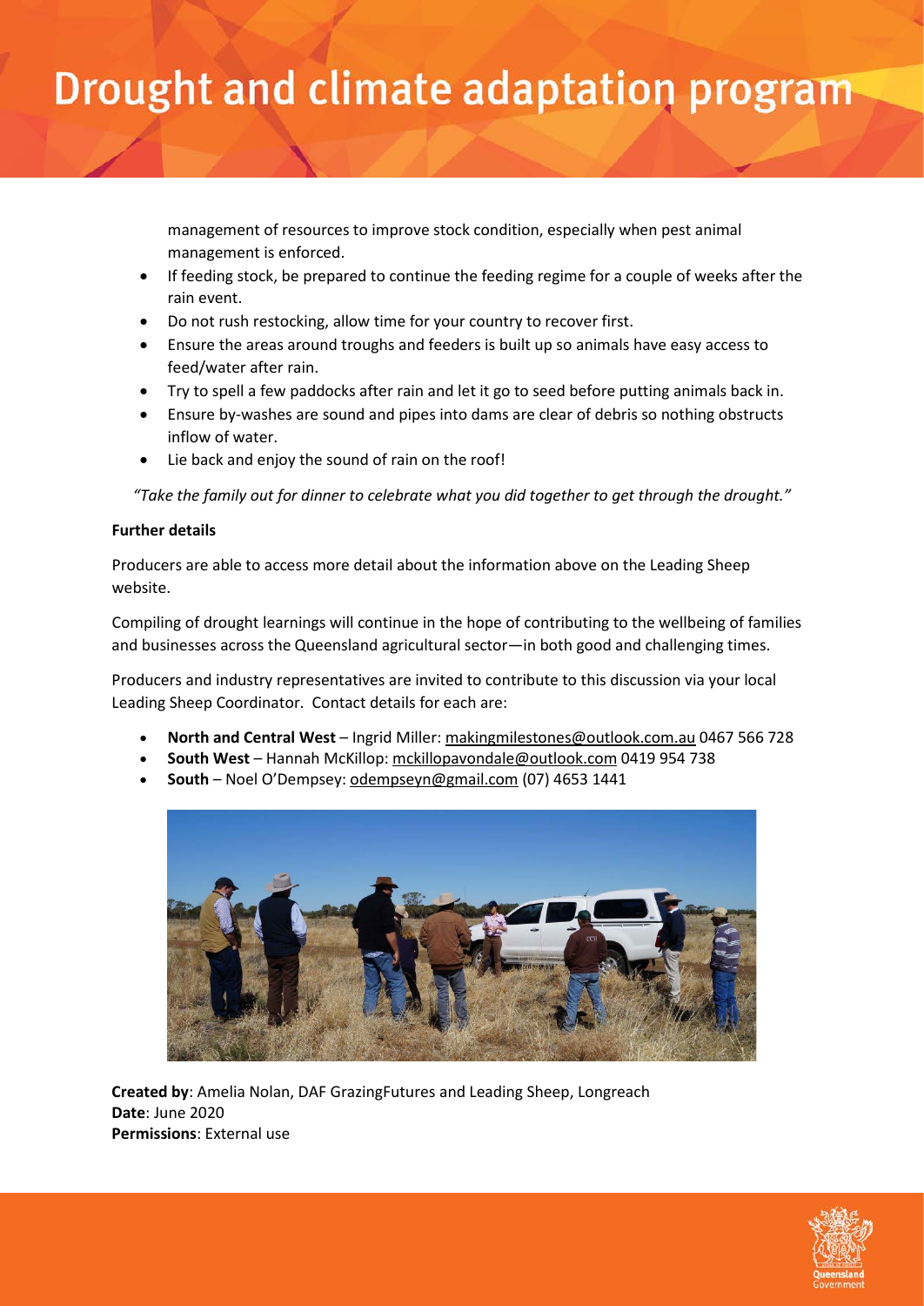management of resources to improve stock condition, especially when pest animal management is enforced.

- If feeding stock, be prepared to continue the feeding regime for a couple of weeks after the rain event.
- Do not rush restocking, allow time for your country to recover first.
- Ensure the areas around troughs and feeders is built up so animals have easy access to feed/water after rain.
- Try to spell a few paddocks after rain and let it go to seed before putting animals back in.
- Ensure by-washes are sound and pipes into dams are clear of debris so nothing obstructs inflow of water.
- Lie back and enjoy the sound of rain on the roof!

*"Take the family out for dinner to celebrate what you did together to get through the drought."*

**Further details**

Producers are able to access more detail about the information above on the Leading Sheep website.

Compiling of drought learnings will continue in the hope of contributing to the wellbeing of families and businesses across the Queensland agricultural sector—in both good and challenging times.

Producers and industry representatives are invited to contribute to this discussion via your local Leading Sheep Coordinator. Contact details for each are:

- **North and Central West** – Ingrid Miller: makingmilestones@outlook.com.au 0467 566 728
- **South West** – Hannah McKillop: mckillopavondale@outlook.com 0419 954 738
- **South** – Noel O'Dempsey: odempseyn@gmail.com (07) 4653 1441

**Created by**: Amelia Nolan, DAF GrazingFutures and Leading Sheep, Longreach
**Date**: June 2020
**Permissions**: External use